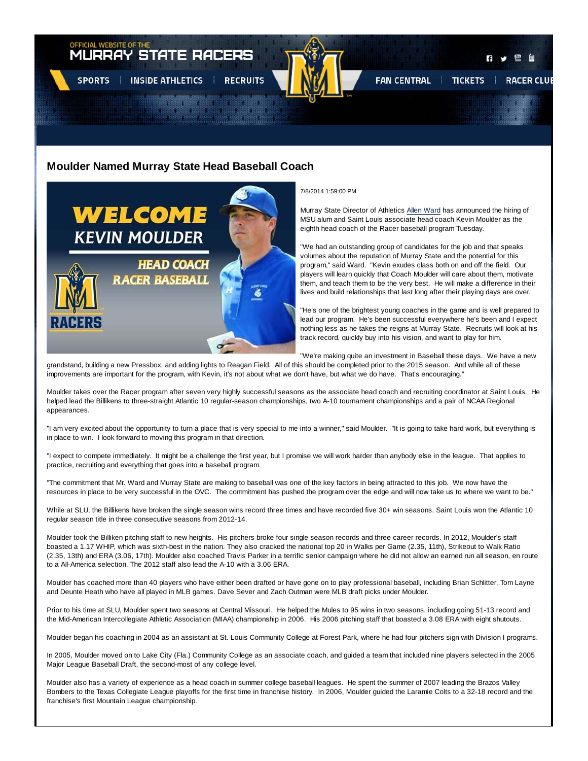# Moulder Named Murray State Head Baseball Coach

7/8/2014 1:59:00 PM

Murray State Director of Athletics Allen Ward has announced the hiring of MSU alum and Saint Louis associate head coach Kevin Moulder as the eighth head coach of the Racer baseball program Tuesday.

"We had an outstanding group of candidates for the job and that speaks volumes about the reputation of Murray State and the potential for this program," said Ward. "Kevin exudes class both on and off the field. Our players will learn quickly that Coach Moulder will care about them, motivate them, and teach them to be the very best. He will make a difference in their lives and build relationships that last long after their playing days are over.

"He's one of the brightest young coaches in the game and is well prepared to lead our program. He's been successful everywhere he's been and I expect nothing less as he takes the reigns at Murray State. Recruits will look at his track record, quickly buy into his vision, and want to play for him.

"We're making quite an investment in Baseball these days. We have a new grandstand, building a new Pressbox, and adding lights to Reagan Field. All of this should be completed prior to the 2015 season. And while all of these improvements are important for the program, with Kevin, it's not about what we don't have, but what we do have. That's encouraging."

Moulder takes over the Racer program after seven very highly successful seasons as the associate head coach and recruiting coordinator at Saint Louis. He helped lead the Billikens to three-straight Atlantic 10 regular-season championships, two A-10 tournament championships and a pair of NCAA Regional appearances.

"I am very excited about the opportunity to turn a place that is very special to me into a winner," said Moulder. "It is going to take hard work, but everything is in place to win. I look forward to moving this program in that direction.

"I expect to compete immediately. It might be a challenge the first year, but I promise we will work harder than anybody else in the league. That applies to practice, recruiting and everything that goes into a baseball program.

"The commitment that Mr. Ward and Murray State are making to baseball was one of the key factors in being attracted to this job. We now have the resources in place to be very successful in the OVC. The commitment has pushed the program over the edge and will now take us to where we want to be."

While at SLU, the Billikens have broken the single season wins record three times and have recorded five 30+ win seasons. Saint Louis won the Atlantic 10 regular season title in three consecutive seasons from 2012-14.

Moulder took the Billiken pitching staff to new heights. His pitchers broke four single season records and three career records. In 2012, Moulder's staff boasted a 1.17 WHIP, which was sixth-best in the nation. They also cracked the national top 20 in Walks per Game (2.35, 11th), Strikeout to Walk Ratio (2.35, 13th) and ERA (3.06, 17th). Moulder also coached Travis Parker in a terrific senior campaign where he did not allow an earned run all season, en route to a All-America selection. The 2012 staff also lead the A-10 with a 3.06 ERA.

Moulder has coached more than 40 players who have either been drafted or have gone on to play professional baseball, including Brian Schlitter, Tom Layne and Deunte Heath who have all played in MLB games. Dave Sever and Zach Outman were MLB draft picks under Moulder.

Prior to his time at SLU, Moulder spent two seasons at Central Missouri. He helped the Mules to 95 wins in two seasons, including going 51-13 record and the Mid-American Intercollegiate Athletic Association (MIAA) championship in 2006. His 2006 pitching staff that boasted a 3.08 ERA with eight shutouts.

Moulder began his coaching in 2004 as an assistant at St. Louis Community College at Forest Park, where he had four pitchers sign with Division I programs.

In 2005, Moulder moved on to Lake City (Fla.) Community College as an associate coach, and guided a team that included nine players selected in the 2005 Major League Baseball Draft, the second-most of any college level.

Moulder also has a variety of experience as a head coach in summer college baseball leagues. He spent the summer of 2007 leading the Brazos Valley Bombers to the Texas Collegiate League playoffs for the first time in franchise history. In 2006, Moulder guided the Laramie Colts to a 32-18 record and the franchise's first Mountain League championship.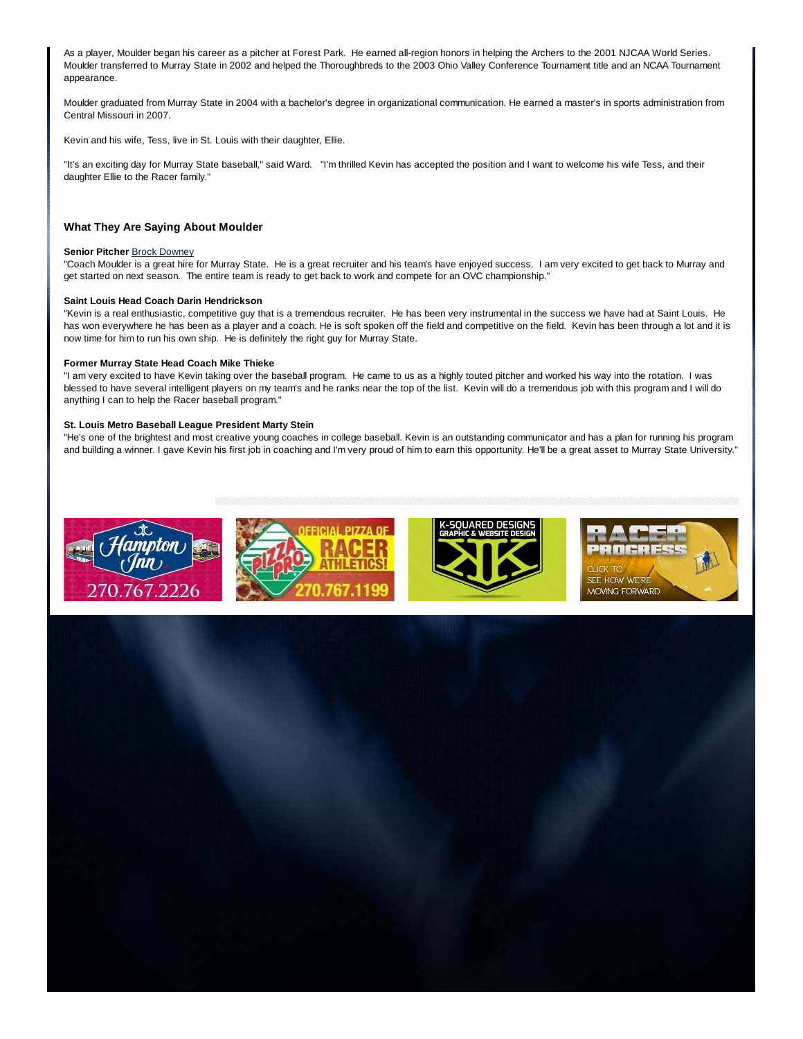As a player, Moulder began his career as a pitcher at Forest Park. He earned all-region honors in helping the Archers to the 2001 NJCAA World Series. Moulder transferred to Murray State in 2002 and helped the Thoroughbreds to the 2003 Ohio Valley Conference Tournament title and an NCAA Tournament appearance.

Moulder graduated from Murray State in 2004 with a bachelor's degree in organizational communication. He earned a master's in sports administration from Central Missouri in 2007.

Kevin and his wife, Tess, live in St. Louis with their daughter, Ellie.

"It's an exciting day for Murray State baseball," said Ward. "I'm thrilled Kevin has accepted the position and I want to welcome his wife Tess, and their daughter Ellie to the Racer family."

### What They Are Saying About Moulder

**Senior Pitcher** Brock Downey
"Coach Moulder is a great hire for Murray State. He is a great recruiter and his team's have enjoyed success. I am very excited to get back to Murray and get started on next season. The entire team is ready to get back to work and compete for an OVC championship."

**Saint Louis Head Coach Darin Hendrickson**
"Kevin is a real enthusiastic, competitive guy that is a tremendous recruiter. He has been very instrumental in the success we have had at Saint Louis. He has won everywhere he has been as a player and a coach. He is soft spoken off the field and competitive on the field. Kevin has been through a lot and it is now time for him to run his own ship. He is definitely the right guy for Murray State.

**Former Murray State Head Coach Mike Thieke**
"I am very excited to have Kevin taking over the baseball program. He came to us as a highly touted pitcher and worked his way into the rotation. I was blessed to have several intelligent players on my team's and he ranks near the top of the list. Kevin will do a tremendous job with this program and I will do anything I can to help the Racer baseball program."

**St. Louis Metro Baseball League President Marty Stein**
"He's one of the brightest and most creative young coaches in college baseball. Kevin is an outstanding communicator and has a plan for running his program and building a winner. I gave Kevin his first job in coaching and I'm very proud of him to earn this opportunity. He'll be a great asset to Murray State University."